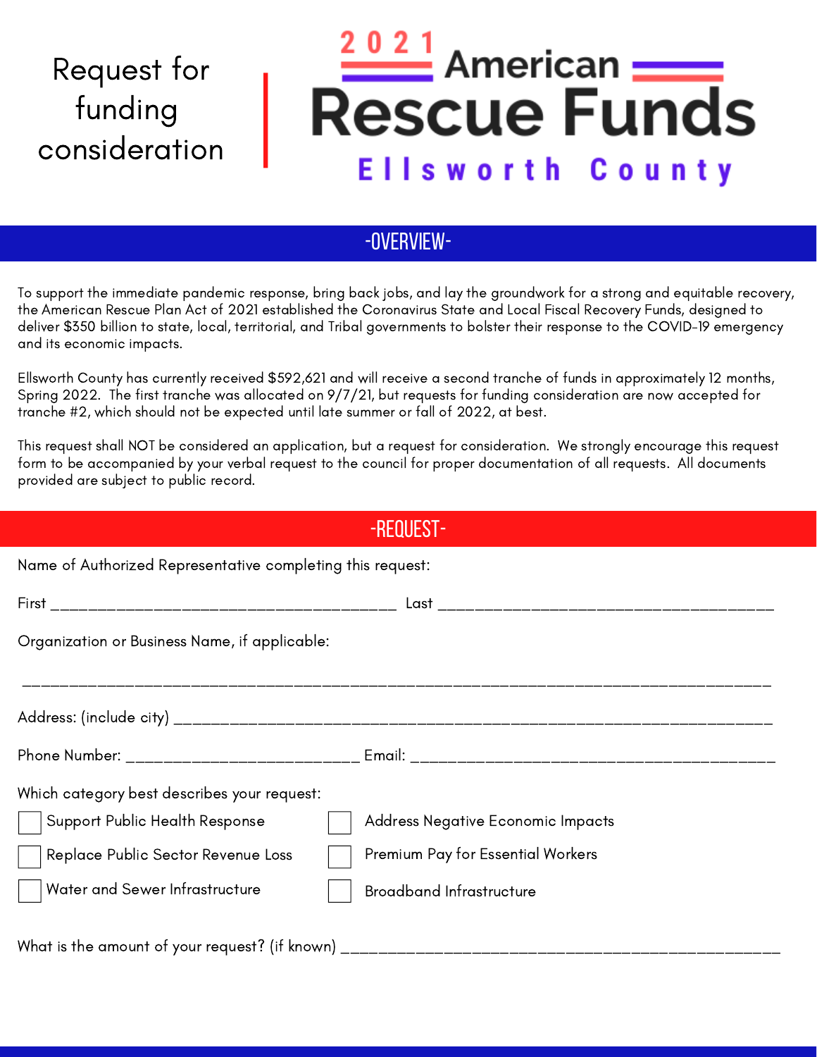# Request for funding consideration

## 2021 American Rescue Funds

### Ellsworth County

## -OVERVIEW-

To support the immediate pandemic response, bring back jobs, and lay the groundwork for a strong and equitable recovery, the American Rescue Plan Act of 2021 established the Coronavirus State and Local Fiscal Recovery Funds, designed to deliver $350 billion to state, local, territorial, and Tribal governments to bolster their response to the COVID-19 emergency and its economic impacts.

Ellsworth County has currently received $592,621 and will receive a second tranche of funds in approximately 12 months, Spring 2022. The first tranche was allocated on 9/7/21, but requests for funding consideration are now accepted for tranche #2, which should not be expected until late summer or fall of 2022, at best.

This request shall NOT be considered an application, but a request for consideration. We strongly encourage this request form to be accompanied by your verbal request to the council for proper documentation of all requests. All documents provided are subject to public record.

## -REQUEST-

Name of Authorized Representative completing this request:

First ______________________________________ Last ______________________________________

Organization or Business Name, if applicable:

__________________________________________________________________________________

Address: (include city) _____________________________________________________________

Phone Number: __________________________ Email: ________________________________________

Which category best describes your request:

- [ ] Support Public Health Response
- [ ] Replace Public Sector Revenue Loss
- [ ] Water and Sewer Infrastructure
- [ ] Address Negative Economic Impacts
- [ ] Premium Pay for Essential Workers
- [ ] Broadband Infrastructure

What is the amount of your request? (if known) ________________________________________________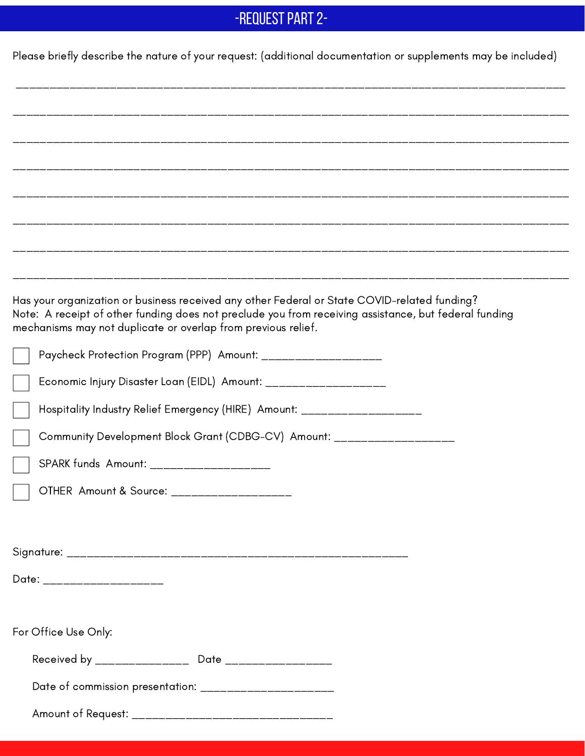# -REQUEST PART 2-

Please briefly describe the nature of your request: (additional documentation or supplements may be included)

_______________________________________________________________________________

_______________________________________________________________________________

_______________________________________________________________________________

_______________________________________________________________________________

_______________________________________________________________________________

_______________________________________________________________________________

_______________________________________________________________________________

_______________________________________________________________________________

Has your organization or business received any other Federal or State COVID-related funding?
Note: A receipt of other funding does not preclude you from receiving assistance, but federal funding mechanisms may not duplicate or overlap from previous relief.

- [ ] Paycheck Protection Program (PPP) Amount: __________________
- [ ] Economic Injury Disaster Loan (EIDL) Amount: __________________
- [ ] Hospitality Industry Relief Emergency (HIRE) Amount: __________________
- [ ] Community Development Block Grant (CDBG-CV) Amount: __________________
- [ ] SPARK funds Amount: __________________
- [ ] OTHER Amount & Source: __________________

Signature: ____________________________________________________

Date: __________________

For Office Use Only:

Received by ______________ Date ________________

Date of commission presentation: ____________________

Amount of Request: ______________________________